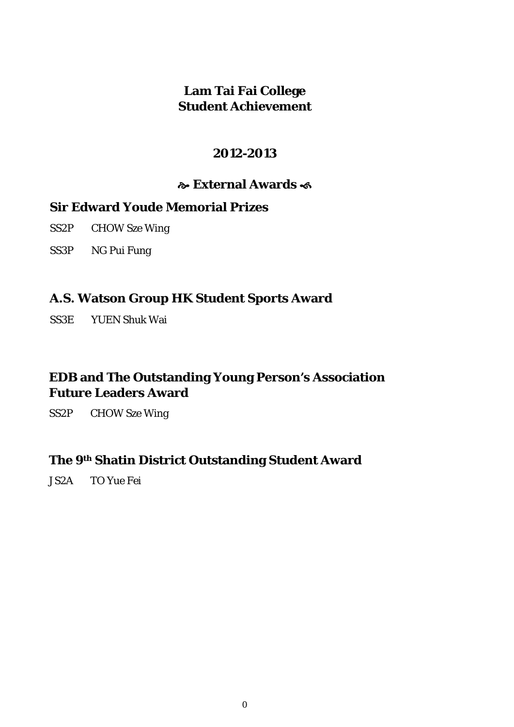# Lam Tai Fai College
# Student Achievement

## 2012-2013

## External Awards

### Sir Edward Youde Memorial Prizes

SS2P CHOW Sze Wing

SS3P NG Pui Fung

### A.S. Watson Group HK Student Sports Award

SS3E YUEN Shuk Wai

### EDB and The Outstanding Young Person's Association Future Leaders Award

SS2P CHOW Sze Wing

### The 9th Shatin District Outstanding Student Award

JS2A TO Yue Fei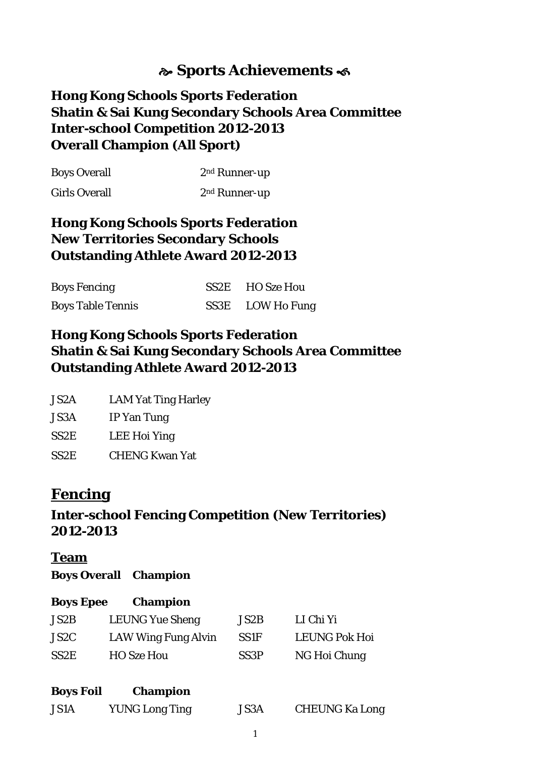# ☙ Sports Achievements ❧

## Hong Kong Schools Sports Federation
## Shatin & Sai Kung Secondary Schools Area Committee
## Inter-school Competition 2012-2013
## Overall Champion (All Sport)

| | |
|---|---|
| Boys Overall | 2nd Runner-up |
| Girls Overall | 2nd Runner-up |

## Hong Kong Schools Sports Federation
## New Territories Secondary Schools
## Outstanding Athlete Award 2012-2013

| | | |
|---|---|---|
| Boys Fencing | SS2E | HO Sze Hou |
| Boys Table Tennis | SS3E | LOW Ho Fung |

## Hong Kong Schools Sports Federation
## Shatin & Sai Kung Secondary Schools Area Committee
## Outstanding Athlete Award 2012-2013

| | |
|---|---|
| JS2A | LAM Yat Ting Harley |
| JS3A | IP Yan Tung |
| SS2E | LEE Hoi Ying |
| SS2E | CHENG Kwan Yat |

# Fencing

## Inter-school Fencing Competition (New Territories) 2012-2013

### Team

**Boys Overall Champion**

**Boys Epee Champion**

| | | | |
|---|---|---|---|
| JS2B | LEUNG Yue Sheng | JS2B | LI Chi Yi |
| JS2C | LAW Wing Fung Alvin | SS1F | LEUNG Pok Hoi |
| SS2E | HO Sze Hou | SS3P | NG Hoi Chung |

**Boys Foil Champion**

| | | | |
|---|---|---|---|
| JS1A | YUNG Long Ting | JS3A | CHEUNG Ka Long |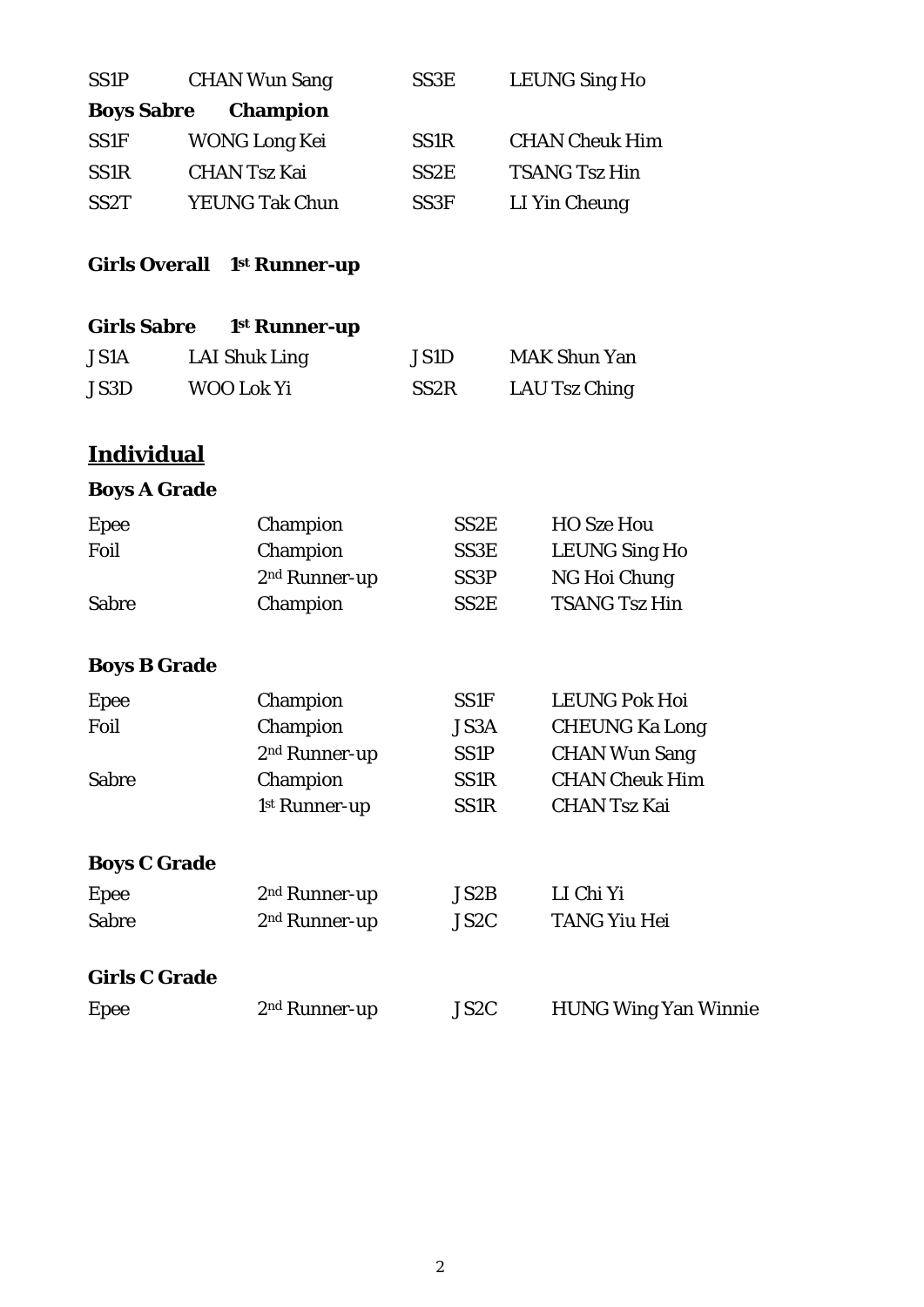| | | | |
|---|---|---|---|
| SS1P | CHAN Wun Sang | SS3E | LEUNG Sing Ho |

**Boys Sabre Champion**

| | | | |
|---|---|---|---|
| SS1F | WONG Long Kei | SS1R | CHAN Cheuk Him |
| SS1R | CHAN Tsz Kai | SS2E | TSANG Tsz Hin |
| SS2T | YEUNG Tak Chun | SS3F | LI Yin Cheung |

**Girls Overall 1st Runner-up**

**Girls Sabre 1st Runner-up**

| | | | |
|---|---|---|---|
| JS1A | LAI Shuk Ling | JS1D | MAK Shun Yan |
| JS3D | WOO Lok Yi | SS2R | LAU Tsz Ching |

## Individual

**Boys A Grade**

| | | | |
|---|---|---|---|
| Epee | Champion | SS2E | HO Sze Hou |
| Foil | Champion | SS3E | LEUNG Sing Ho |
| | 2nd Runner-up | SS3P | NG Hoi Chung |
| Sabre | Champion | SS2E | TSANG Tsz Hin |

**Boys B Grade**

| | | | |
|---|---|---|---|
| Epee | Champion | SS1F | LEUNG Pok Hoi |
| Foil | Champion | JS3A | CHEUNG Ka Long |
| | 2nd Runner-up | SS1P | CHAN Wun Sang |
| Sabre | Champion | SS1R | CHAN Cheuk Him |
| | 1st Runner-up | SS1R | CHAN Tsz Kai |

**Boys C Grade**

| | | | |
|---|---|---|---|
| Epee | 2nd Runner-up | JS2B | LI Chi Yi |
| Sabre | 2nd Runner-up | JS2C | TANG Yiu Hei |

**Girls C Grade**

| | | | |
|---|---|---|---|
| Epee | 2nd Runner-up | JS2C | HUNG Wing Yan Winnie |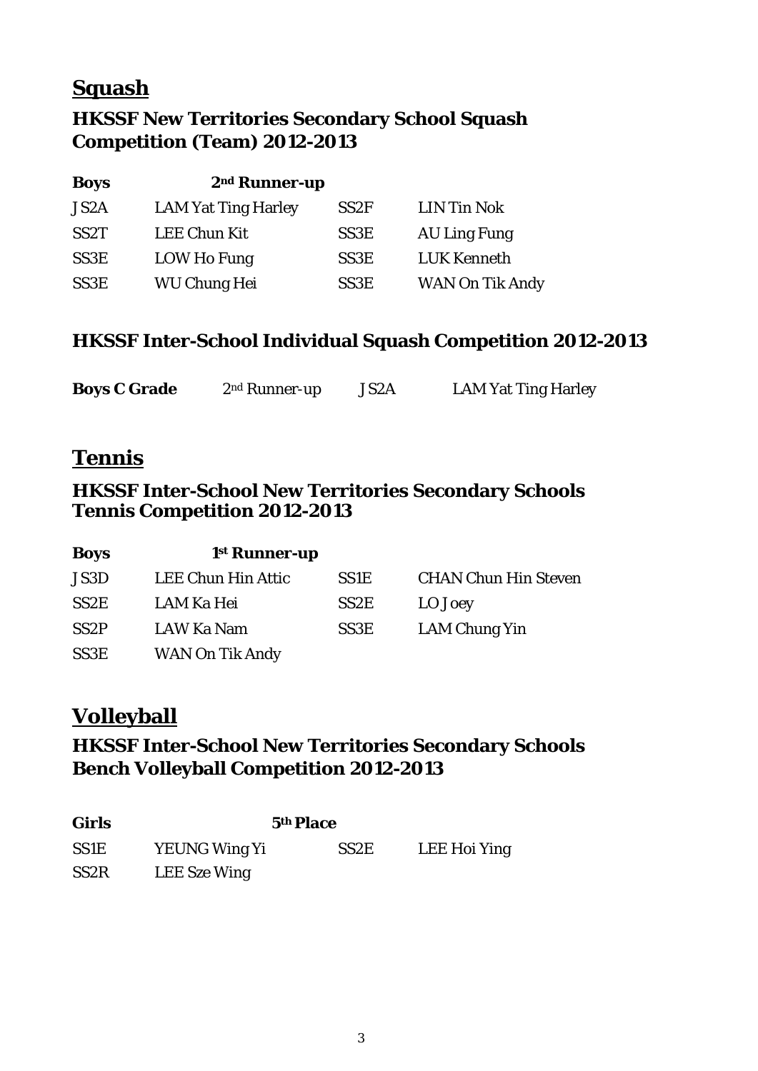## Squash

### HKSSF New Territories Secondary School Squash Competition (Team) 2012-2013

| **Boys** | **2nd Runner-up** | | |
|---|---|---|---|
| JS2A | LAM Yat Ting Harley | SS2F | LIN Tin Nok |
| SS2T | LEE Chun Kit | SS3E | AU Ling Fung |
| SS3E | LOW Ho Fung | SS3E | LUK Kenneth |
| SS3E | WU Chung Hei | SS3E | WAN On Tik Andy |

### HKSSF Inter-School Individual Squash Competition 2012-2013

| **Boys C Grade** | 2nd Runner-up | JS2A | LAM Yat Ting Harley |
|---|---|---|---|

## Tennis

### HKSSF Inter-School New Territories Secondary Schools Tennis Competition 2012-2013

| **Boys** | **1st Runner-up** | | |
|---|---|---|---|
| JS3D | LEE Chun Hin Attic | SS1E | CHAN Chun Hin Steven |
| SS2E | LAM Ka Hei | SS2E | LO Joey |
| SS2P | LAW Ka Nam | SS3E | LAM Chung Yin |
| SS3E | WAN On Tik Andy | | |

## Volleyball

### HKSSF Inter-School New Territories Secondary Schools Bench Volleyball Competition 2012-2013

| **Girls** | **5th Place** | | |
|---|---|---|---|
| SS1E | YEUNG Wing Yi | SS2E | LEE Hoi Ying |
| SS2R | LEE Sze Wing | | |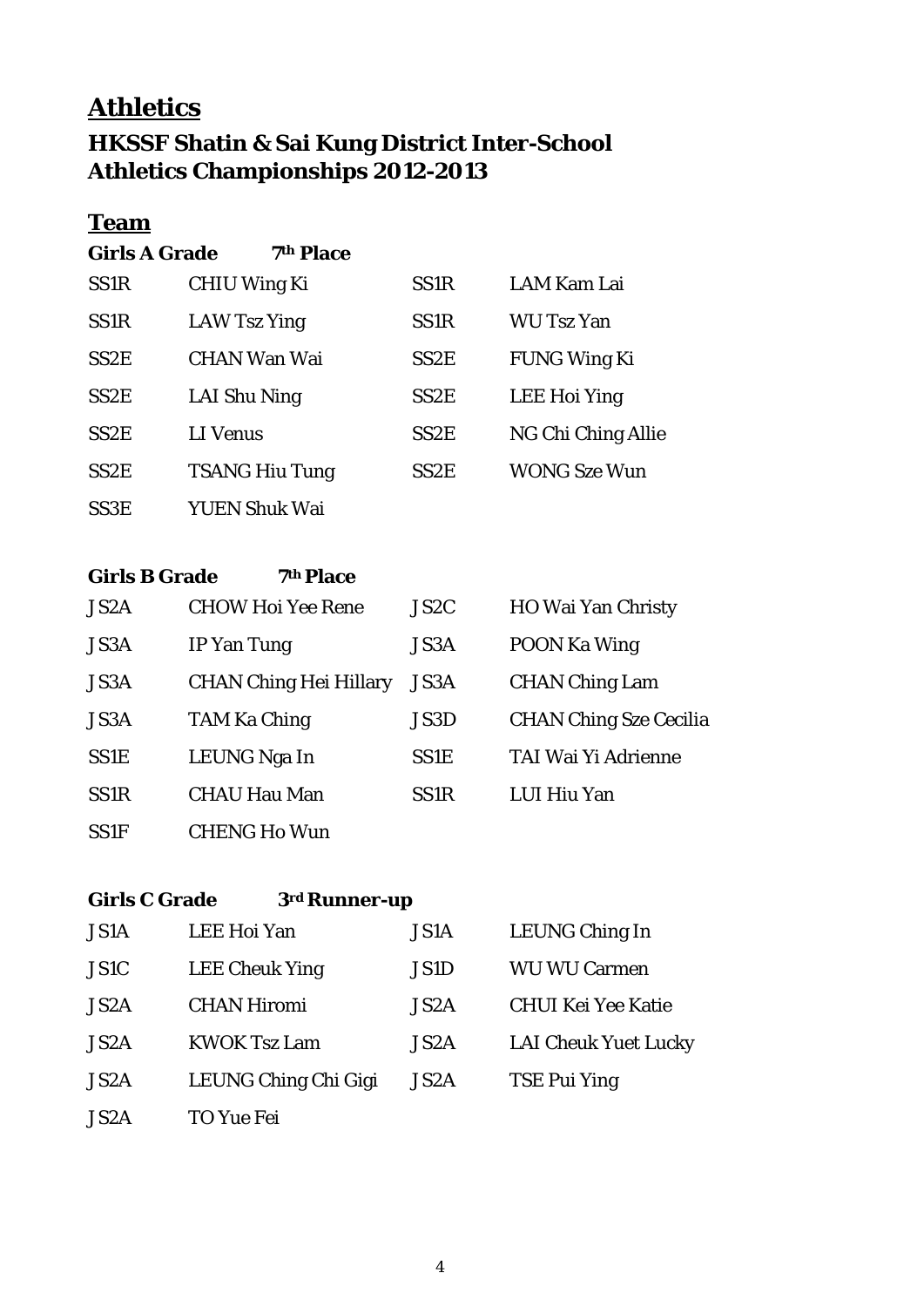# Athletics

## HKSSF Shatin & Sai Kung District Inter-School Athletics Championships 2012-2013

### Team

**Girls A Grade 7th Place**

| | | | |
|---|---|---|---|
| SS1R | CHIU Wing Ki | SS1R | LAM Kam Lai |
| SS1R | LAW Tsz Ying | SS1R | WU Tsz Yan |
| SS2E | CHAN Wan Wai | SS2E | FUNG Wing Ki |
| SS2E | LAI Shu Ning | SS2E | LEE Hoi Ying |
| SS2E | LI Venus | SS2E | NG Chi Ching Allie |
| SS2E | TSANG Hiu Tung | SS2E | WONG Sze Wun |
| SS3E | YUEN Shuk Wai | | |

**Girls B Grade 7th Place**

| | | | |
|---|---|---|---|
| JS2A | CHOW Hoi Yee Rene | JS2C | HO Wai Yan Christy |
| JS3A | IP Yan Tung | JS3A | POON Ka Wing |
| JS3A | CHAN Ching Hei Hillary | JS3A | CHAN Ching Lam |
| JS3A | TAM Ka Ching | JS3D | CHAN Ching Sze Cecilia |
| SS1E | LEUNG Nga In | SS1E | TAI Wai Yi Adrienne |
| SS1R | CHAU Hau Man | SS1R | LUI Hiu Yan |
| SS1F | CHENG Ho Wun | | |

**Girls C Grade 3rd Runner-up**

| | | | |
|---|---|---|---|
| JS1A | LEE Hoi Yan | JS1A | LEUNG Ching In |
| JS1C | LEE Cheuk Ying | JS1D | WU WU Carmen |
| JS2A | CHAN Hiromi | JS2A | CHUI Kei Yee Katie |
| JS2A | KWOK Tsz Lam | JS2A | LAI Cheuk Yuet Lucky |
| JS2A | LEUNG Ching Chi Gigi | JS2A | TSE Pui Ying |
| JS2A | TO Yue Fei | | |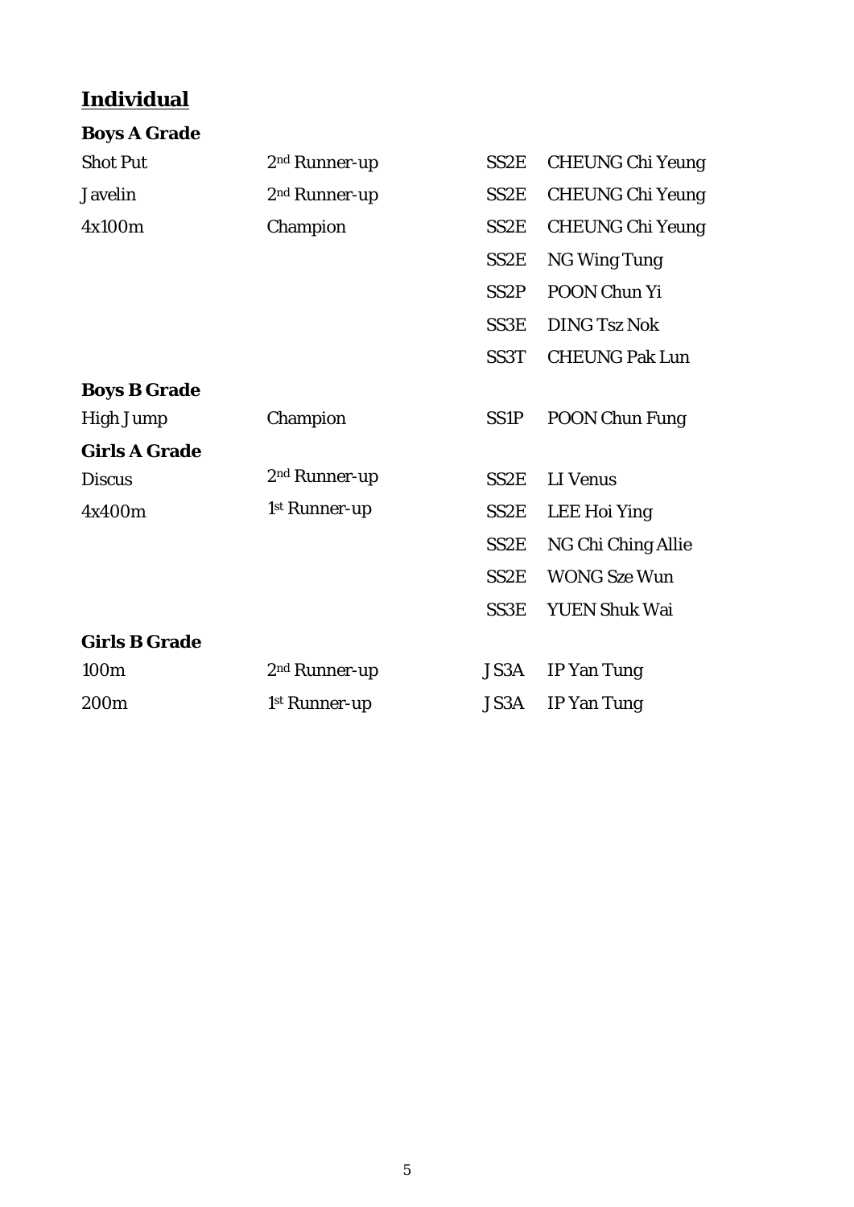## Individual

### Boys A Grade

| | | | |
|---|---|---|---|
| Shot Put | 2nd Runner-up | SS2E | CHEUNG Chi Yeung |
| Javelin | 2nd Runner-up | SS2E | CHEUNG Chi Yeung |
| 4x100m | Champion | SS2E | CHEUNG Chi Yeung |
| | | SS2E | NG Wing Tung |
| | | SS2P | POON Chun Yi |
| | | SS3E | DING Tsz Nok |
| | | SS3T | CHEUNG Pak Lun |

### Boys B Grade

| | | | |
|---|---|---|---|
| High Jump | Champion | SS1P | POON Chun Fung |

### Girls A Grade

| | | | |
|---|---|---|---|
| Discus | 2nd Runner-up | SS2E | LI Venus |
| 4x400m | 1st Runner-up | SS2E | LEE Hoi Ying |
| | | SS2E | NG Chi Ching Allie |
| | | SS2E | WONG Sze Wun |
| | | SS3E | YUEN Shuk Wai |

### Girls B Grade

| | | | |
|---|---|---|---|
| 100m | 2nd Runner-up | JS3A | IP Yan Tung |
| 200m | 1st Runner-up | JS3A | IP Yan Tung |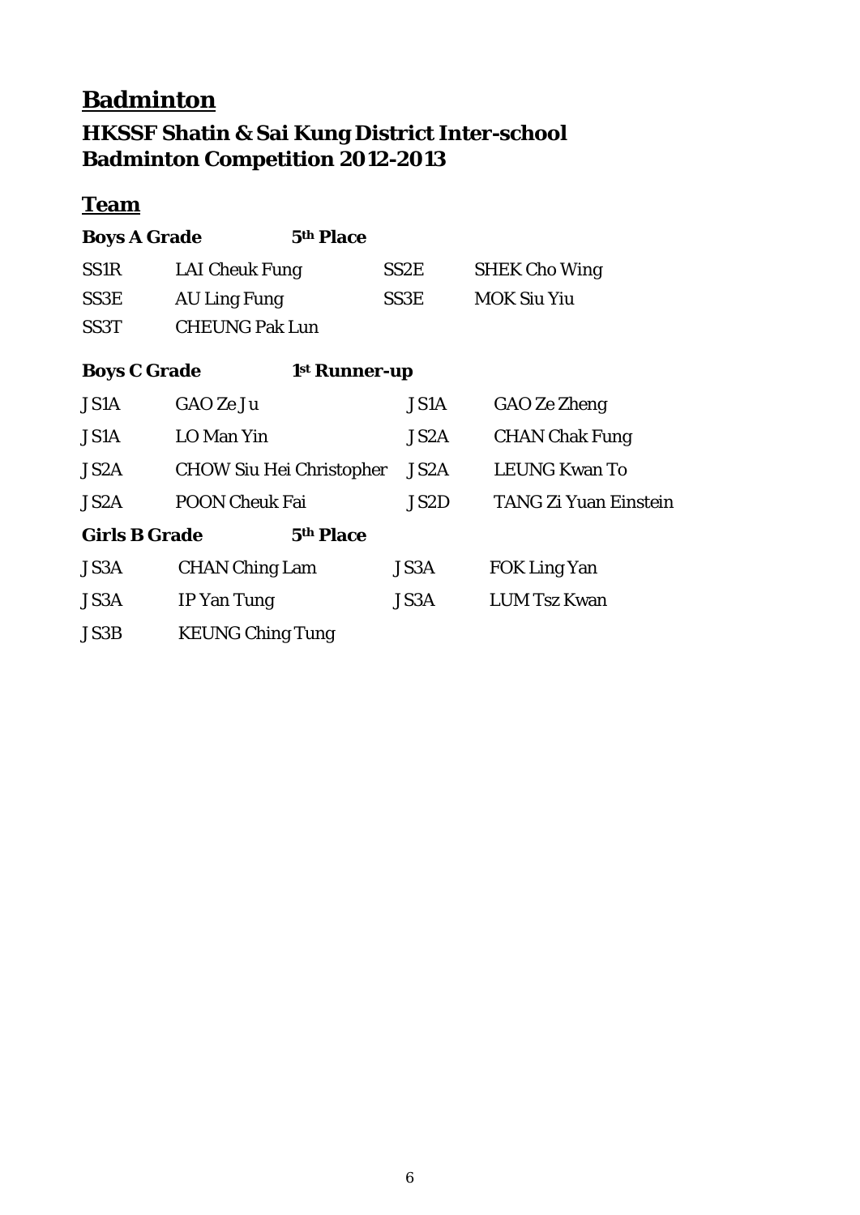# Badminton

## HKSSF Shatin & Sai Kung District Inter-school Badminton Competition 2012-2013

### Team

**Boys A Grade** **5th Place**

| | | | |
|---|---|---|---|
| SS1R | LAI Cheuk Fung | SS2E | SHEK Cho Wing |
| SS3E | AU Ling Fung | SS3E | MOK Siu Yiu |
| SS3T | CHEUNG Pak Lun | | |

**Boys C Grade** **1st Runner-up**

| | | | |
|---|---|---|---|
| JS1A | GAO Ze Ju | JS1A | GAO Ze Zheng |
| JS1A | LO Man Yin | JS2A | CHAN Chak Fung |
| JS2A | CHOW Siu Hei Christopher | JS2A | LEUNG Kwan To |
| JS2A | POON Cheuk Fai | JS2D | TANG Zi Yuan Einstein |

**Girls B Grade** **5th Place**

| | | | |
|---|---|---|---|
| JS3A | CHAN Ching Lam | JS3A | FOK Ling Yan |
| JS3A | IP Yan Tung | JS3A | LUM Tsz Kwan |
| JS3B | KEUNG Ching Tung | | |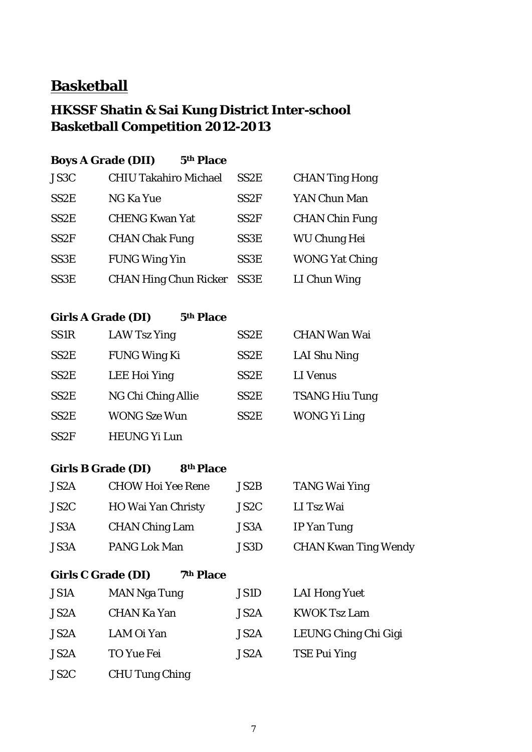# Basketball

## HKSSF Shatin & Sai Kung District Inter-school Basketball Competition 2012-2013

**Boys A Grade (DII) 5th Place**

| | | | |
|---|---|---|---|
| JS3C | CHIU Takahiro Michael | SS2E | CHAN Ting Hong |
| SS2E | NG Ka Yue | SS2F | YAN Chun Man |
| SS2E | CHENG Kwan Yat | SS2F | CHAN Chin Fung |
| SS2F | CHAN Chak Fung | SS3E | WU Chung Hei |
| SS3E | FUNG Wing Yin | SS3E | WONG Yat Ching |
| SS3E | CHAN Hing Chun Ricker | SS3E | LI Chun Wing |

**Girls A Grade (DI) 5th Place**

| | | | |
|---|---|---|---|
| SS1R | LAW Tsz Ying | SS2E | CHAN Wan Wai |
| SS2E | FUNG Wing Ki | SS2E | LAI Shu Ning |
| SS2E | LEE Hoi Ying | SS2E | LI Venus |
| SS2E | NG Chi Ching Allie | SS2E | TSANG Hiu Tung |
| SS2E | WONG Sze Wun | SS2E | WONG Yi Ling |
| SS2F | HEUNG Yi Lun | | |

**Girls B Grade (DI) 8th Place**

| | | | |
|---|---|---|---|
| JS2A | CHOW Hoi Yee Rene | JS2B | TANG Wai Ying |
| JS2C | HO Wai Yan Christy | JS2C | LI Tsz Wai |
| JS3A | CHAN Ching Lam | JS3A | IP Yan Tung |
| JS3A | PANG Lok Man | JS3D | CHAN Kwan Ting Wendy |

**Girls C Grade (DI) 7th Place**

| | | | |
|---|---|---|---|
| JS1A | MAN Nga Tung | JS1D | LAI Hong Yuet |
| JS2A | CHAN Ka Yan | JS2A | KWOK Tsz Lam |
| JS2A | LAM Oi Yan | JS2A | LEUNG Ching Chi Gigi |
| JS2A | TO Yue Fei | JS2A | TSE Pui Ying |
| JS2C | CHU Tung Ching | | |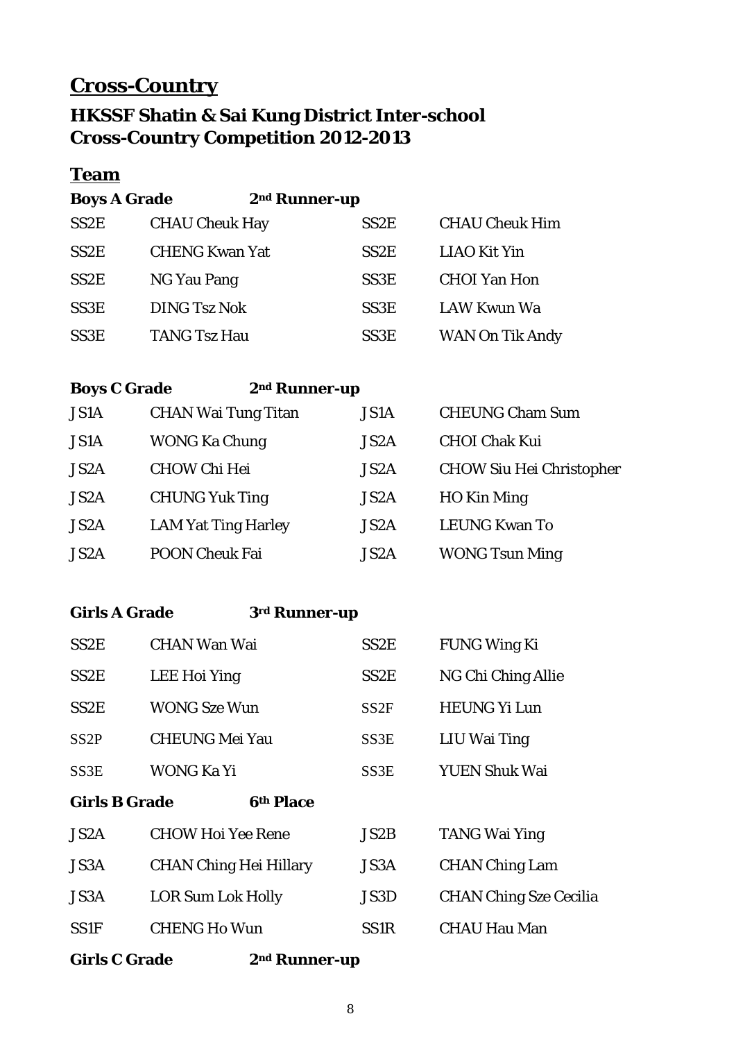# Cross-Country

## HKSSF Shatin & Sai Kung District Inter-school Cross-Country Competition 2012-2013

### Team

**Boys A Grade** **2nd Runner-up**

| | | | |
|---|---|---|---|
| SS2E | CHAU Cheuk Hay | SS2E | CHAU Cheuk Him |
| SS2E | CHENG Kwan Yat | SS2E | LIAO Kit Yin |
| SS2E | NG Yau Pang | SS3E | CHOI Yan Hon |
| SS3E | DING Tsz Nok | SS3E | LAW Kwun Wa |
| SS3E | TANG Tsz Hau | SS3E | WAN On Tik Andy |

**Boys C Grade** **2nd Runner-up**

| | | | |
|---|---|---|---|
| JS1A | CHAN Wai Tung Titan | JS1A | CHEUNG Cham Sum |
| JS1A | WONG Ka Chung | JS2A | CHOI Chak Kui |
| JS2A | CHOW Chi Hei | JS2A | CHOW Siu Hei Christopher |
| JS2A | CHUNG Yuk Ting | JS2A | HO Kin Ming |
| JS2A | LAM Yat Ting Harley | JS2A | LEUNG Kwan To |
| JS2A | POON Cheuk Fai | JS2A | WONG Tsun Ming |

**Girls A Grade** **3rd Runner-up**

| | | | |
|---|---|---|---|
| SS2E | CHAN Wan Wai | SS2E | FUNG Wing Ki |
| SS2E | LEE Hoi Ying | SS2E | NG Chi Ching Allie |
| SS2E | WONG Sze Wun | SS2F | HEUNG Yi Lun |
| SS2P | CHEUNG Mei Yau | SS3E | LIU Wai Ting |
| SS3E | WONG Ka Yi | SS3E | YUEN Shuk Wai |

**Girls B Grade** **6th Place**

| | | | |
|---|---|---|---|
| JS2A | CHOW Hoi Yee Rene | JS2B | TANG Wai Ying |
| JS3A | CHAN Ching Hei Hillary | JS3A | CHAN Ching Lam |
| JS3A | LOR Sum Lok Holly | JS3D | CHAN Ching Sze Cecilia |
| SS1F | CHENG Ho Wun | SS1R | CHAU Hau Man |

**Girls C Grade** **2nd Runner-up**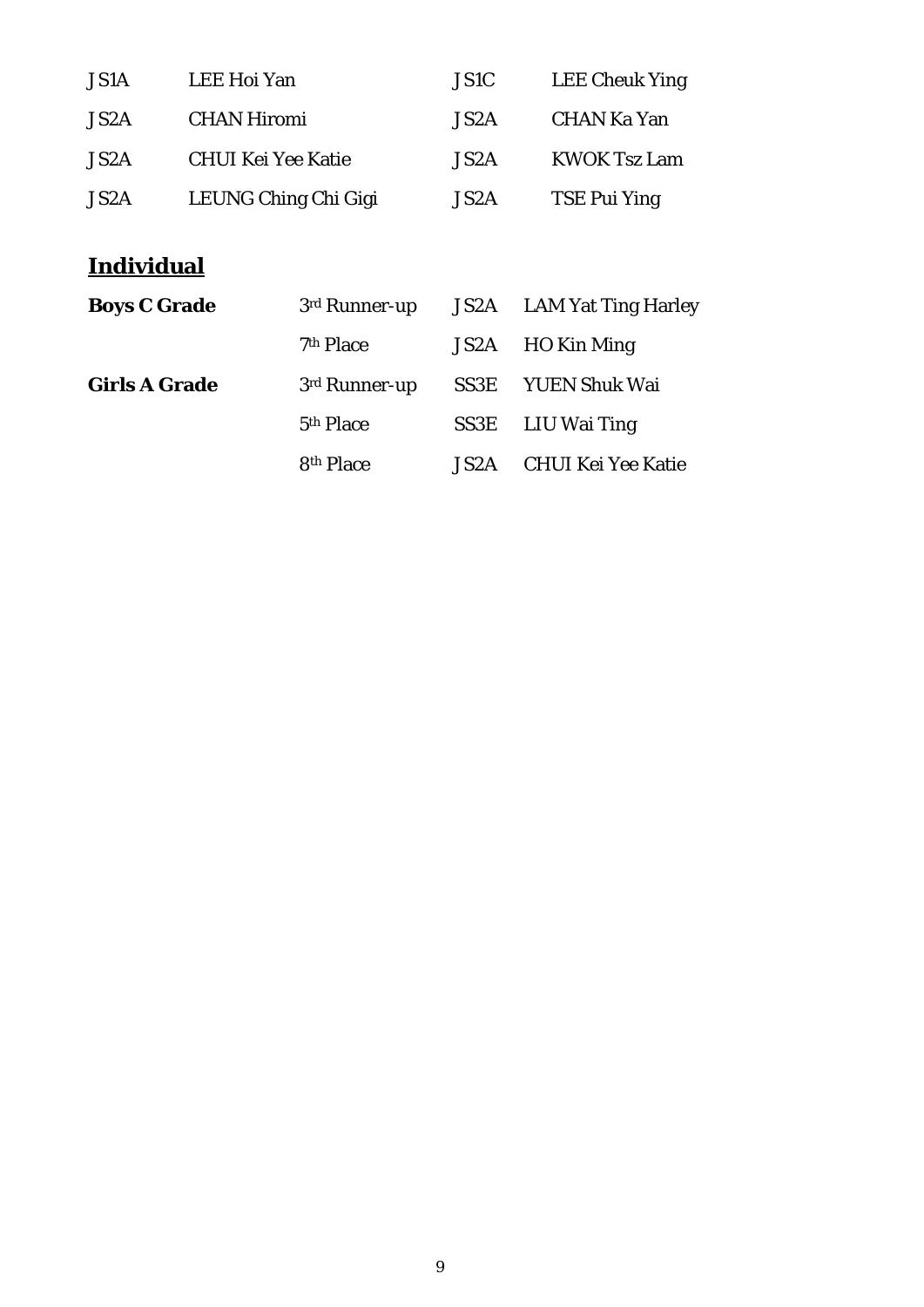| | | | |
|---|---|---|---|
| JS1A | LEE Hoi Yan | JS1C | LEE Cheuk Ying |
| JS2A | CHAN Hiromi | JS2A | CHAN Ka Yan |
| JS2A | CHUI Kei Yee Katie | JS2A | KWOK Tsz Lam |
| JS2A | LEUNG Ching Chi Gigi | JS2A | TSE Pui Ying |

## Individual

| | | | |
|---|---|---|---|
| **Boys C Grade** | 3rd Runner-up | JS2A | LAM Yat Ting Harley |
| | 7th Place | JS2A | HO Kin Ming |
| **Girls A Grade** | 3rd Runner-up | SS3E | YUEN Shuk Wai |
| | 5th Place | SS3E | LIU Wai Ting |
| | 8th Place | JS2A | CHUI Kei Yee Katie |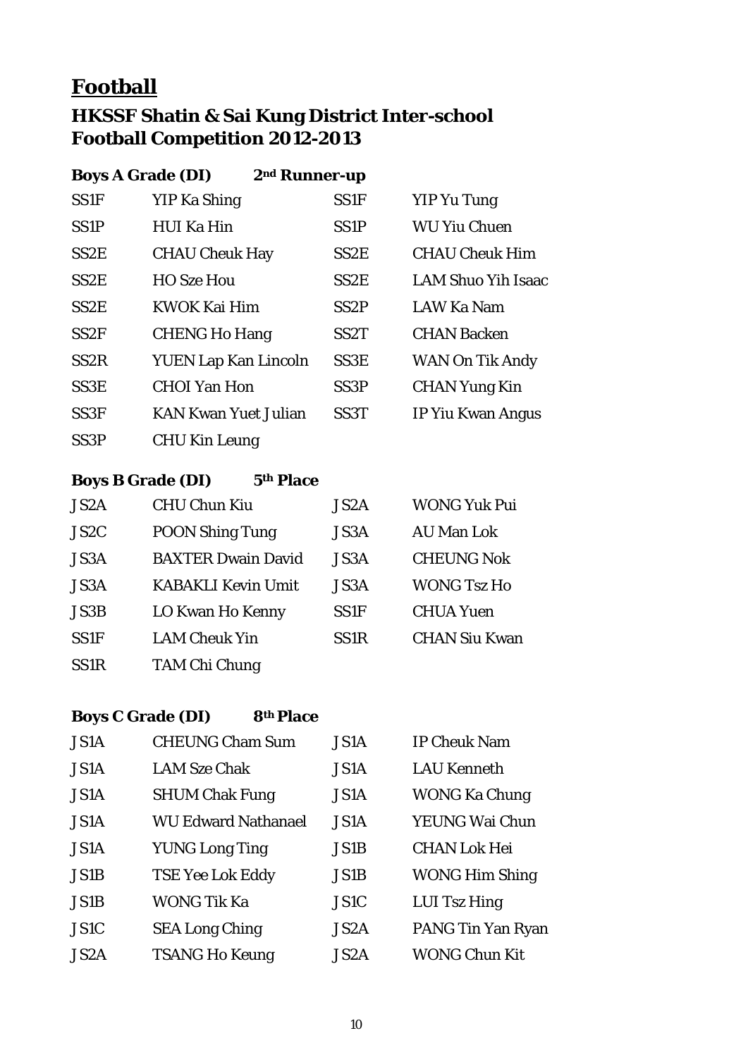# Football

## HKSSF Shatin & Sai Kung District Inter-school Football Competition 2012-2013

### Boys A Grade (DI) 2nd Runner-up

| | | | |
|---|---|---|---|
| SS1F | YIP Ka Shing | SS1F | YIP Yu Tung |
| SS1P | HUI Ka Hin | SS1P | WU Yiu Chuen |
| SS2E | CHAU Cheuk Hay | SS2E | CHAU Cheuk Him |
| SS2E | HO Sze Hou | SS2E | LAM Shuo Yih Isaac |
| SS2E | KWOK Kai Him | SS2P | LAW Ka Nam |
| SS2F | CHENG Ho Hang | SS2T | CHAN Backen |
| SS2R | YUEN Lap Kan Lincoln | SS3E | WAN On Tik Andy |
| SS3E | CHOI Yan Hon | SS3P | CHAN Yung Kin |
| SS3F | KAN Kwan Yuet Julian | SS3T | IP Yiu Kwan Angus |
| SS3P | CHU Kin Leung | | |

### Boys B Grade (DI) 5th Place

| | | | |
|---|---|---|---|
| JS2A | CHU Chun Kiu | JS2A | WONG Yuk Pui |
| JS2C | POON Shing Tung | JS3A | AU Man Lok |
| JS3A | BAXTER Dwain David | JS3A | CHEUNG Nok |
| JS3A | KABAKLI Kevin Umit | JS3A | WONG Tsz Ho |
| JS3B | LO Kwan Ho Kenny | SS1F | CHUA Yuen |
| SS1F | LAM Cheuk Yin | SS1R | CHAN Siu Kwan |
| SS1R | TAM Chi Chung | | |

### Boys C Grade (DI) 8th Place

| | | | |
|---|---|---|---|
| JS1A | CHEUNG Cham Sum | JS1A | IP Cheuk Nam |
| JS1A | LAM Sze Chak | JS1A | LAU Kenneth |
| JS1A | SHUM Chak Fung | JS1A | WONG Ka Chung |
| JS1A | WU Edward Nathanael | JS1A | YEUNG Wai Chun |
| JS1A | YUNG Long Ting | JS1B | CHAN Lok Hei |
| JS1B | TSE Yee Lok Eddy | JS1B | WONG Him Shing |
| JS1B | WONG Tik Ka | JS1C | LUI Tsz Hing |
| JS1C | SEA Long Ching | JS2A | PANG Tin Yan Ryan |
| JS2A | TSANG Ho Keung | JS2A | WONG Chun Kit |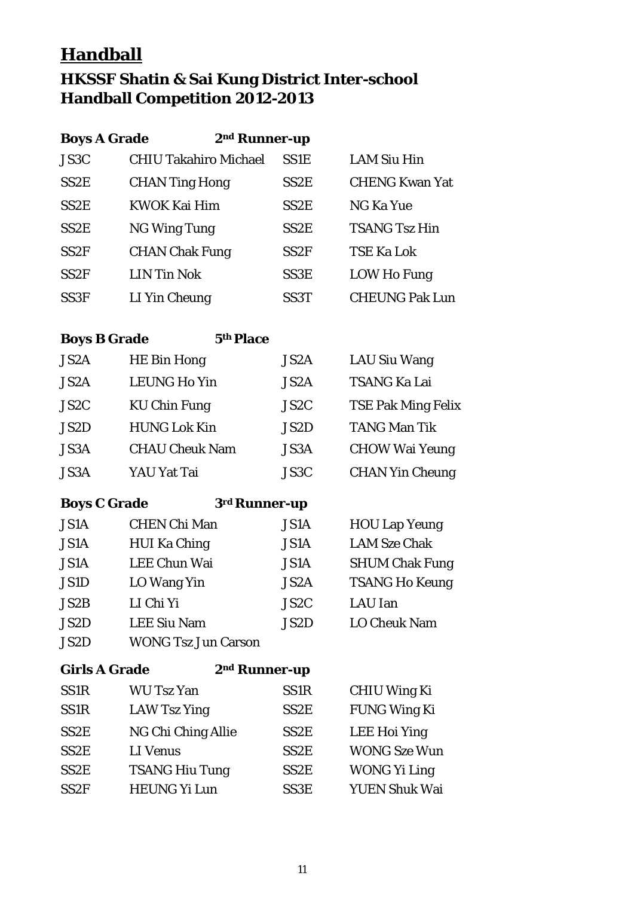# Handball

## HKSSF Shatin & Sai Kung District Inter-school Handball Competition 2012-2013

**Boys A Grade** **2nd Runner-up**

| | | | |
|---|---|---|---|
| JS3C | CHIU Takahiro Michael | SS1E | LAM Siu Hin |
| SS2E | CHAN Ting Hong | SS2E | CHENG Kwan Yat |
| SS2E | KWOK Kai Him | SS2E | NG Ka Yue |
| SS2E | NG Wing Tung | SS2E | TSANG Tsz Hin |
| SS2F | CHAN Chak Fung | SS2F | TSE Ka Lok |
| SS2F | LIN Tin Nok | SS3E | LOW Ho Fung |
| SS3F | LI Yin Cheung | SS3T | CHEUNG Pak Lun |

**Boys B Grade** **5th Place**

| | | | |
|---|---|---|---|
| JS2A | HE Bin Hong | JS2A | LAU Siu Wang |
| JS2A | LEUNG Ho Yin | JS2A | TSANG Ka Lai |
| JS2C | KU Chin Fung | JS2C | TSE Pak Ming Felix |
| JS2D | HUNG Lok Kin | JS2D | TANG Man Tik |
| JS3A | CHAU Cheuk Nam | JS3A | CHOW Wai Yeung |
| JS3A | YAU Yat Tai | JS3C | CHAN Yin Cheung |

**Boys C Grade** **3rd Runner-up**

| | | | |
|---|---|---|---|
| JS1A | CHEN Chi Man | JS1A | HOU Lap Yeung |
| JS1A | HUI Ka Ching | JS1A | LAM Sze Chak |
| JS1A | LEE Chun Wai | JS1A | SHUM Chak Fung |
| JS1D | LO Wang Yin | JS2A | TSANG Ho Keung |
| JS2B | LI Chi Yi | JS2C | LAU Ian |
| JS2D | LEE Siu Nam | JS2D | LO Cheuk Nam |
| JS2D | WONG Tsz Jun Carson | | |

**Girls A Grade** **2nd Runner-up**

| | | | |
|---|---|---|---|
| SS1R | WU Tsz Yan | SS1R | CHIU Wing Ki |
| SS1R | LAW Tsz Ying | SS2E | FUNG Wing Ki |
| SS2E | NG Chi Ching Allie | SS2E | LEE Hoi Ying |
| SS2E | LI Venus | SS2E | WONG Sze Wun |
| SS2E | TSANG Hiu Tung | SS2E | WONG Yi Ling |
| SS2F | HEUNG Yi Lun | SS3E | YUEN Shuk Wai |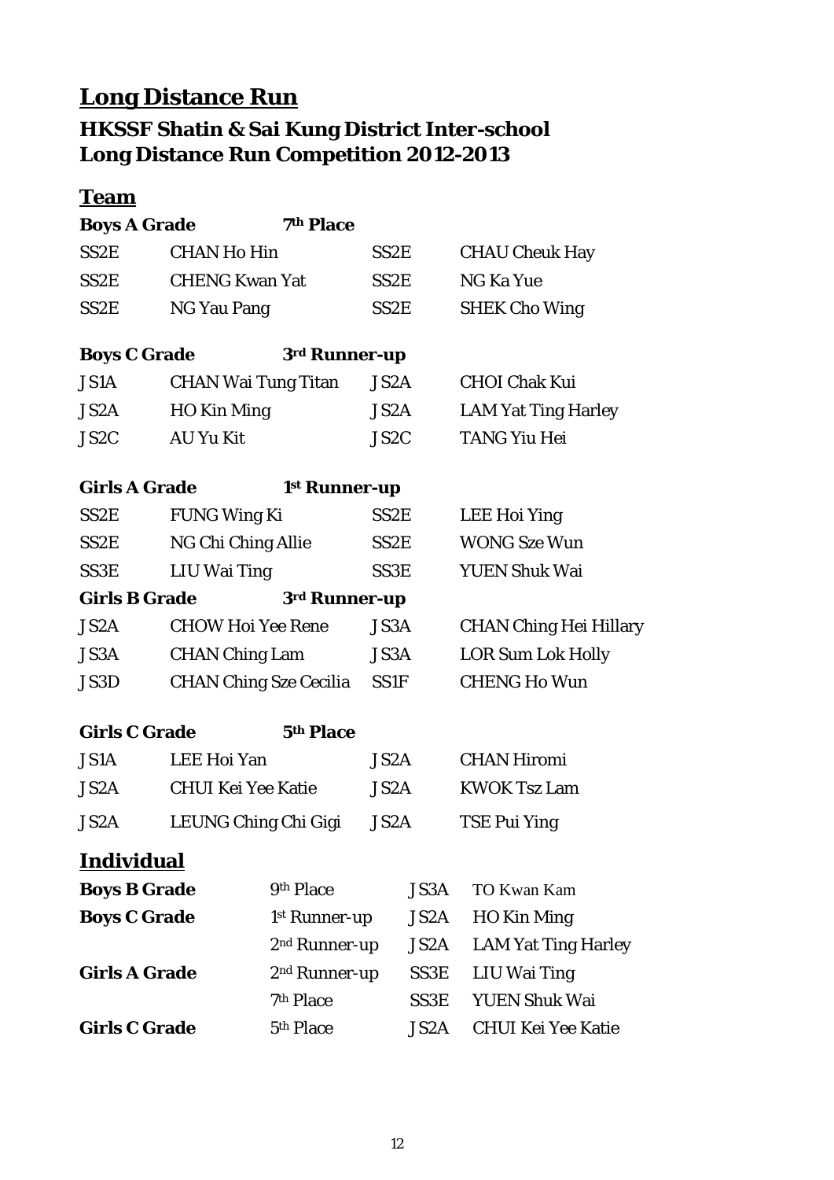# Long Distance Run

## HKSSF Shatin & Sai Kung District Inter-school Long Distance Run Competition 2012-2013

### Team

**Boys A Grade** **7th Place**

| | | | |
|---|---|---|---|
| SS2E | CHAN Ho Hin | SS2E | CHAU Cheuk Hay |
| SS2E | CHENG Kwan Yat | SS2E | NG Ka Yue |
| SS2E | NG Yau Pang | SS2E | SHEK Cho Wing |

**Boys C Grade** **3rd Runner-up**

| | | | |
|---|---|---|---|
| JS1A | CHAN Wai Tung Titan | JS2A | CHOI Chak Kui |
| JS2A | HO Kin Ming | JS2A | LAM Yat Ting Harley |
| JS2C | AU Yu Kit | JS2C | TANG Yiu Hei |

**Girls A Grade** **1st Runner-up**

| | | | |
|---|---|---|---|
| SS2E | FUNG Wing Ki | SS2E | LEE Hoi Ying |
| SS2E | NG Chi Ching Allie | SS2E | WONG Sze Wun |
| SS3E | LIU Wai Ting | SS3E | YUEN Shuk Wai |

**Girls B Grade** **3rd Runner-up**

| | | | |
|---|---|---|---|
| JS2A | CHOW Hoi Yee Rene | JS3A | CHAN Ching Hei Hillary |
| JS3A | CHAN Ching Lam | JS3A | LOR Sum Lok Holly |
| JS3D | CHAN Ching Sze Cecilia | SS1F | CHENG Ho Wun |

**Girls C Grade** **5th Place**

| | | | |
|---|---|---|---|
| JS1A | LEE Hoi Yan | JS2A | CHAN Hiromi |
| JS2A | CHUI Kei Yee Katie | JS2A | KWOK Tsz Lam |
| JS2A | LEUNG Ching Chi Gigi | JS2A | TSE Pui Ying |

### Individual

| | | | |
|---|---|---|---|
| **Boys B Grade** | 9th Place | JS3A | TO Kwan Kam |
| **Boys C Grade** | 1st Runner-up | JS2A | HO Kin Ming |
| | 2nd Runner-up | JS2A | LAM Yat Ting Harley |
| **Girls A Grade** | 2nd Runner-up | SS3E | LIU Wai Ting |
| | 7th Place | SS3E | YUEN Shuk Wai |
| **Girls C Grade** | 5th Place | JS2A | CHUI Kei Yee Katie |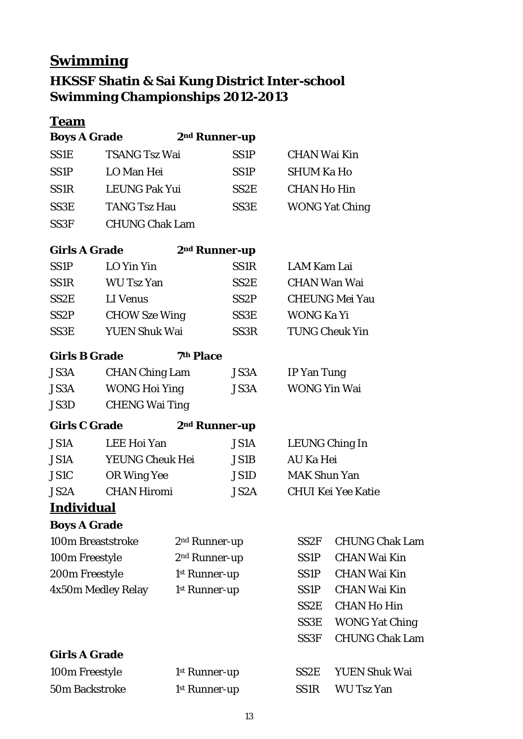# Swimming

## HKSSF Shatin & Sai Kung District Inter-school Swimming Championships 2012-2013

### Team

**Boys A Grade** — **2nd Runner-up**

| | | | |
|---|---|---|---|
| SS1E | TSANG Tsz Wai | SS1P | CHAN Wai Kin |
| SS1P | LO Man Hei | SS1P | SHUM Ka Ho |
| SS1R | LEUNG Pak Yui | SS2E | CHAN Ho Hin |
| SS3E | TANG Tsz Hau | SS3E | WONG Yat Ching |
| SS3F | CHUNG Chak Lam | | |

**Girls A Grade** — **2nd Runner-up**

| | | | |
|---|---|---|---|
| SS1P | LO Yin Yin | SS1R | LAM Kam Lai |
| SS1R | WU Tsz Yan | SS2E | CHAN Wan Wai |
| SS2E | LI Venus | SS2P | CHEUNG Mei Yau |
| SS2P | CHOW Sze Wing | SS3E | WONG Ka Yi |
| SS3E | YUEN Shuk Wai | SS3R | TUNG Cheuk Yin |

**Girls B Grade** — **7th Place**

| | | | |
|---|---|---|---|
| JS3A | CHAN Ching Lam | JS3A | IP Yan Tung |
| JS3A | WONG Hoi Ying | JS3A | WONG Yin Wai |
| JS3D | CHENG Wai Ting | | |

**Girls C Grade** — **2nd Runner-up**

| | | | |
|---|---|---|---|
| JS1A | LEE Hoi Yan | JS1A | LEUNG Ching In |
| JS1A | YEUNG Cheuk Hei | JS1B | AU Ka Hei |
| JS1C | OR Wing Yee | JS1D | MAK Shun Yan |
| JS2A | CHAN Hiromi | JS2A | CHUI Kei Yee Katie |

### Individual

**Boys A Grade**

| | | | |
|---|---|---|---|
| 100m Breaststroke | 2nd Runner-up | SS2F | CHUNG Chak Lam |
| 100m Freestyle | 2nd Runner-up | SS1P | CHAN Wai Kin |
| 200m Freestyle | 1st Runner-up | SS1P | CHAN Wai Kin |
| 4x50m Medley Relay | 1st Runner-up | SS1P | CHAN Wai Kin |
| | | SS2E | CHAN Ho Hin |
| | | SS3E | WONG Yat Ching |
| | | SS3F | CHUNG Chak Lam |

**Girls A Grade**

| | | | |
|---|---|---|---|
| 100m Freestyle | 1st Runner-up | SS2E | YUEN Shuk Wai |
| 50m Backstroke | 1st Runner-up | SS1R | WU Tsz Yan |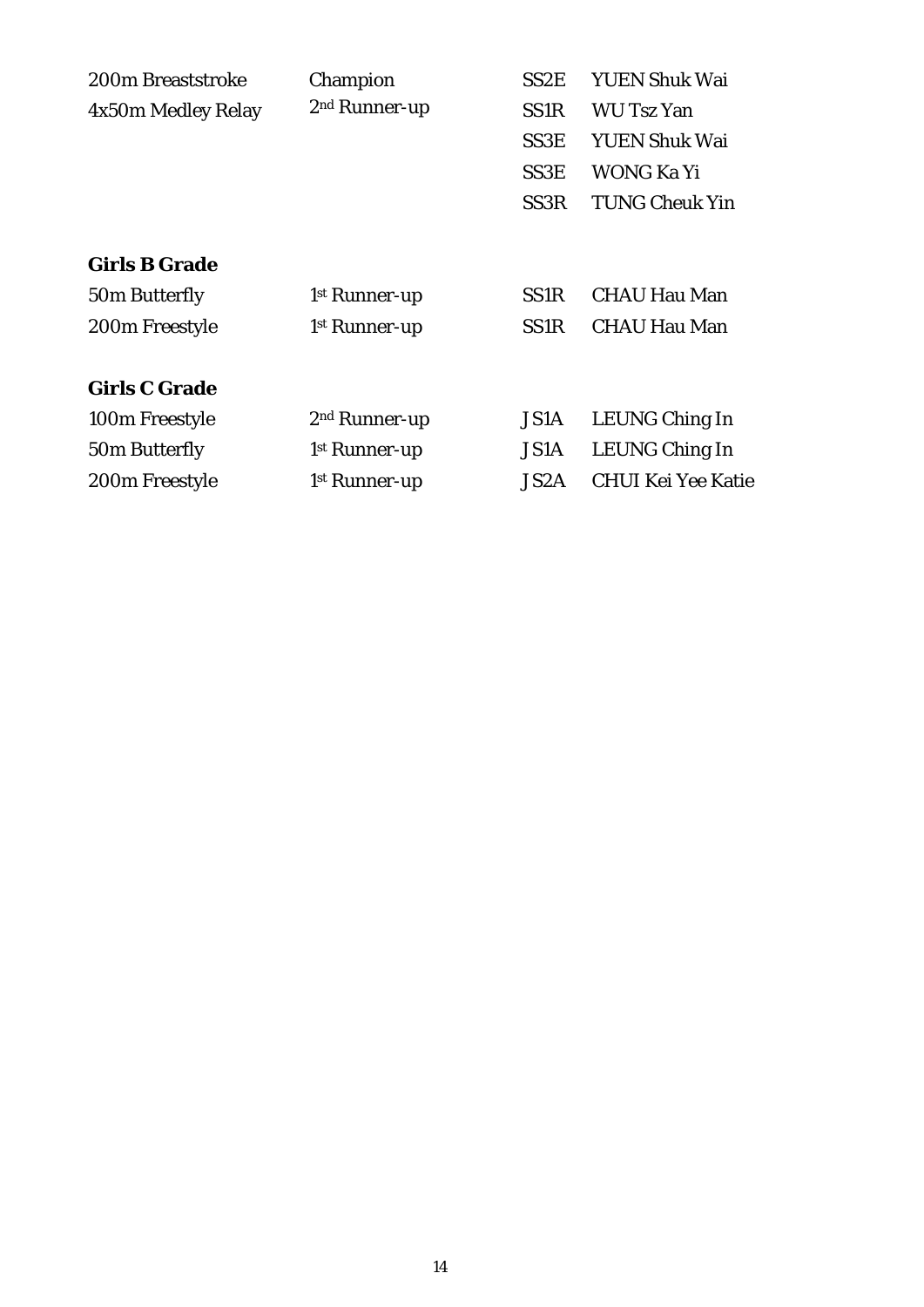| | | | |
|---|---|---|---|
| 200m Breaststroke | Champion | SS2E | YUEN Shuk Wai |
| 4x50m Medley Relay | 2nd Runner-up | SS1R | WU Tsz Yan |
| | | SS3E | YUEN Shuk Wai |
| | | SS3E | WONG Ka Yi |
| | | SS3R | TUNG Cheuk Yin |

**Girls B Grade**

| | | | |
|---|---|---|---|
| 50m Butterfly | 1st Runner-up | SS1R | CHAU Hau Man |
| 200m Freestyle | 1st Runner-up | SS1R | CHAU Hau Man |

**Girls C Grade**

| | | | |
|---|---|---|---|
| 100m Freestyle | 2nd Runner-up | JS1A | LEUNG Ching In |
| 50m Butterfly | 1st Runner-up | JS1A | LEUNG Ching In |
| 200m Freestyle | 1st Runner-up | JS2A | CHUI Kei Yee Katie |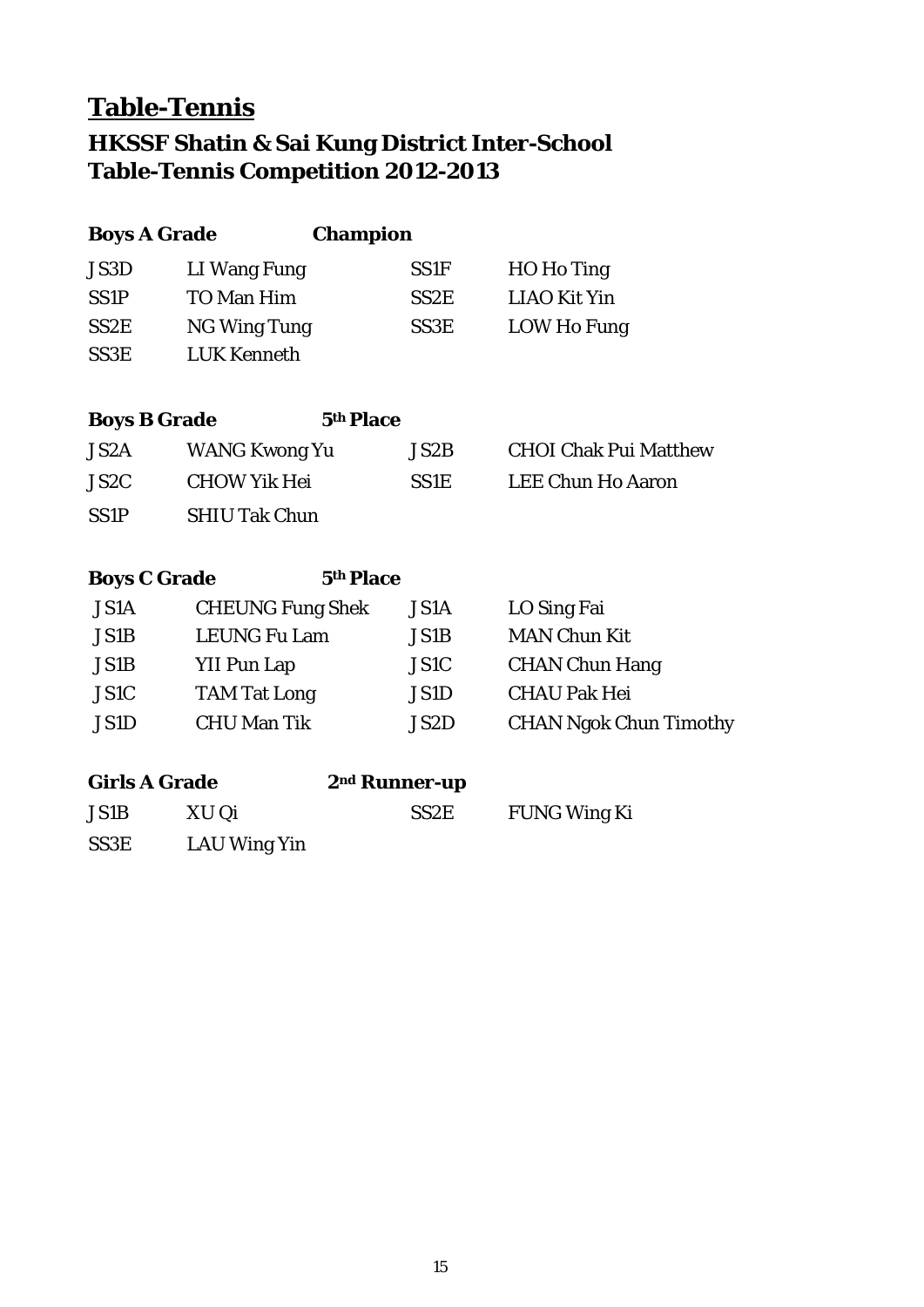# Table-Tennis

## HKSSF Shatin & Sai Kung District Inter-School Table-Tennis Competition 2012-2013

**Boys A Grade** **Champion**

| | | | |
|---|---|---|---|
| JS3D | LI Wang Fung | SS1F | HO Ho Ting |
| SS1P | TO Man Him | SS2E | LIAO Kit Yin |
| SS2E | NG Wing Tung | SS3E | LOW Ho Fung |
| SS3E | LUK Kenneth | | |

**Boys B Grade** **5th Place**

| | | | |
|---|---|---|---|
| JS2A | WANG Kwong Yu | JS2B | CHOI Chak Pui Matthew |
| JS2C | CHOW Yik Hei | SS1E | LEE Chun Ho Aaron |
| SS1P | SHIU Tak Chun | | |

**Boys C Grade** **5th Place**

| | | | |
|---|---|---|---|
| JS1A | CHEUNG Fung Shek | JS1A | LO Sing Fai |
| JS1B | LEUNG Fu Lam | JS1B | MAN Chun Kit |
| JS1B | YII Pun Lap | JS1C | CHAN Chun Hang |
| JS1C | TAM Tat Long | JS1D | CHAU Pak Hei |
| JS1D | CHU Man Tik | JS2D | CHAN Ngok Chun Timothy |

**Girls A Grade** **2nd Runner-up**

| | | | |
|---|---|---|---|
| JS1B | XU Qi | SS2E | FUNG Wing Ki |
| SS3E | LAU Wing Yin | | |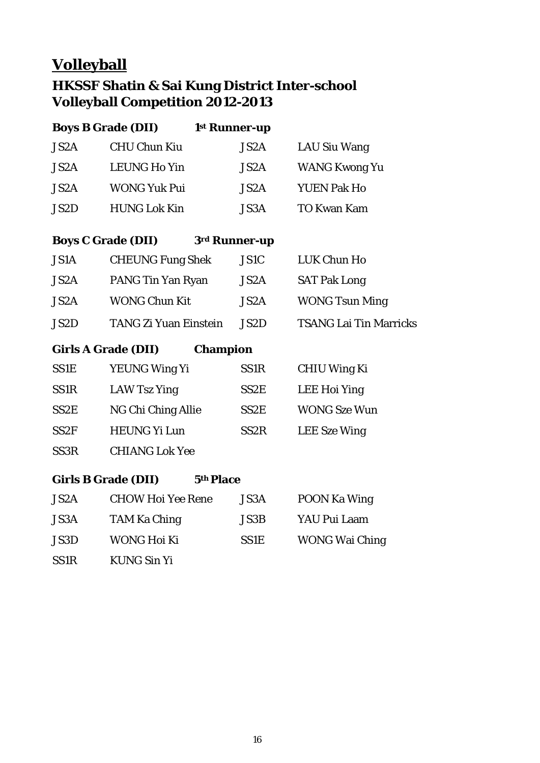# Volleyball

## HKSSF Shatin & Sai Kung District Inter-school Volleyball Competition 2012-2013

**Boys B Grade (DII)** **1st Runner-up**

| | | | |
|---|---|---|---|
| JS2A | CHU Chun Kiu | JS2A | LAU Siu Wang |
| JS2A | LEUNG Ho Yin | JS2A | WANG Kwong Yu |
| JS2A | WONG Yuk Pui | JS2A | YUEN Pak Ho |
| JS2D | HUNG Lok Kin | JS3A | TO Kwan Kam |

**Boys C Grade (DII)** **3rd Runner-up**

| | | | |
|---|---|---|---|
| JS1A | CHEUNG Fung Shek | JS1C | LUK Chun Ho |
| JS2A | PANG Tin Yan Ryan | JS2A | SAT Pak Long |
| JS2A | WONG Chun Kit | JS2A | WONG Tsun Ming |
| JS2D | TANG Zi Yuan Einstein | JS2D | TSANG Lai Tin Marricks |

**Girls A Grade (DII)** **Champion**

| | | | |
|---|---|---|---|
| SS1E | YEUNG Wing Yi | SS1R | CHIU Wing Ki |
| SS1R | LAW Tsz Ying | SS2E | LEE Hoi Ying |
| SS2E | NG Chi Ching Allie | SS2E | WONG Sze Wun |
| SS2F | HEUNG Yi Lun | SS2R | LEE Sze Wing |
| SS3R | CHIANG Lok Yee | | |

**Girls B Grade (DII)** **5th Place**

| | | | |
|---|---|---|---|
| JS2A | CHOW Hoi Yee Rene | JS3A | POON Ka Wing |
| JS3A | TAM Ka Ching | JS3B | YAU Pui Laam |
| JS3D | WONG Hoi Ki | SS1E | WONG Wai Ching |
| SS1R | KUNG Sin Yi | | |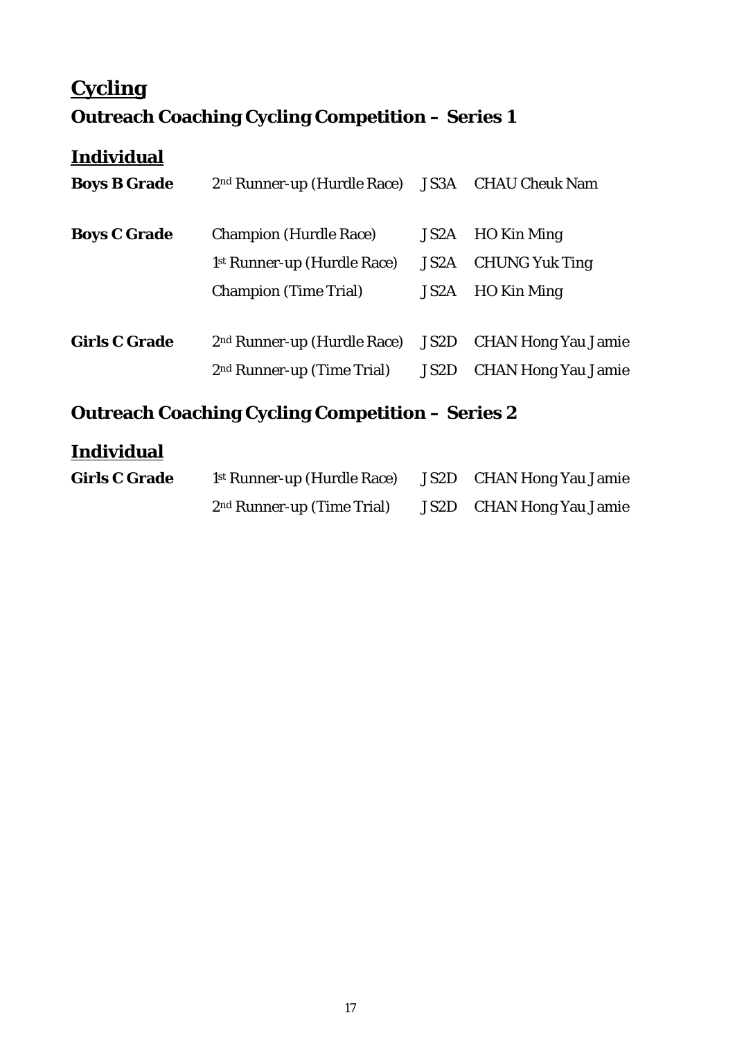# Cycling

## Outreach Coaching Cycling Competition – Series 1

### Individual

| | | | |
|---|---|---|---|
| **Boys B Grade** | 2nd Runner-up (Hurdle Race) | JS3A | CHAU Cheuk Nam |
| **Boys C Grade** | Champion (Hurdle Race) | JS2A | HO Kin Ming |
| | 1st Runner-up (Hurdle Race) | JS2A | CHUNG Yuk Ting |
| | Champion (Time Trial) | JS2A | HO Kin Ming |
| **Girls C Grade** | 2nd Runner-up (Hurdle Race) | JS2D | CHAN Hong Yau Jamie |
| | 2nd Runner-up (Time Trial) | JS2D | CHAN Hong Yau Jamie |

## Outreach Coaching Cycling Competition – Series 2

### Individual

| | | | |
|---|---|---|---|
| **Girls C Grade** | 1st Runner-up (Hurdle Race) | JS2D | CHAN Hong Yau Jamie |
| | 2nd Runner-up (Time Trial) | JS2D | CHAN Hong Yau Jamie |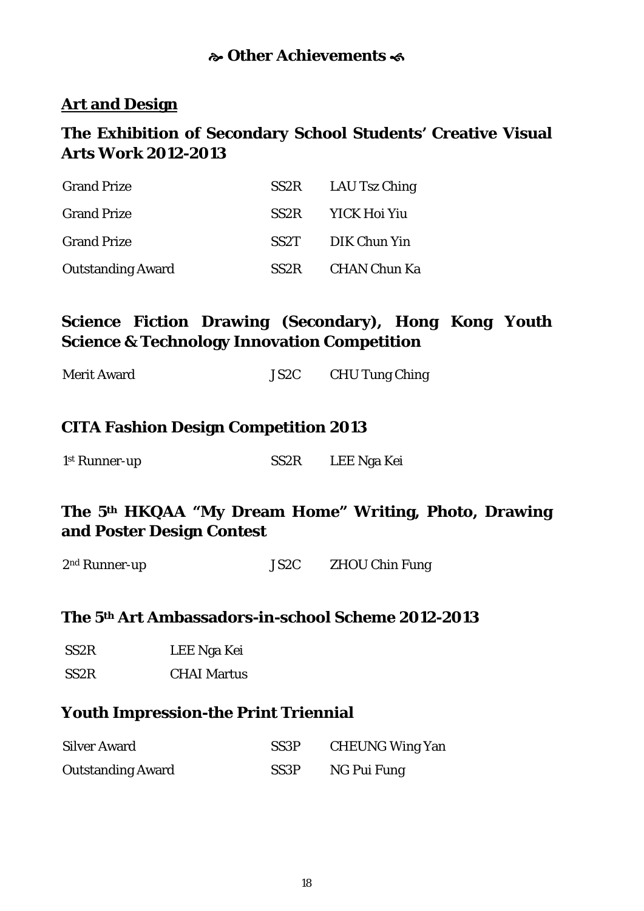# ~ Other Achievements ~

## Art and Design

### The Exhibition of Secondary School Students' Creative Visual Arts Work 2012-2013

| | | |
|---|---|---|
| Grand Prize | SS2R | LAU Tsz Ching |
| Grand Prize | SS2R | YICK Hoi Yiu |
| Grand Prize | SS2T | DIK Chun Yin |
| Outstanding Award | SS2R | CHAN Chun Ka |

### Science Fiction Drawing (Secondary), Hong Kong Youth Science & Technology Innovation Competition

| | | |
|---|---|---|
| Merit Award | JS2C | CHU Tung Ching |

### CITA Fashion Design Competition 2013

| | | |
|---|---|---|
| 1st Runner-up | SS2R | LEE Nga Kei |

### The 5th HKQAA "My Dream Home" Writing, Photo, Drawing and Poster Design Contest

| | | |
|---|---|---|
| 2nd Runner-up | JS2C | ZHOU Chin Fung |

### The 5th Art Ambassadors-in-school Scheme 2012-2013

| | |
|---|---|
| SS2R | LEE Nga Kei |
| SS2R | CHAI Martus |

### Youth Impression-the Print Triennial

| | | |
|---|---|---|
| Silver Award | SS3P | CHEUNG Wing Yan |
| Outstanding Award | SS3P | NG Pui Fung |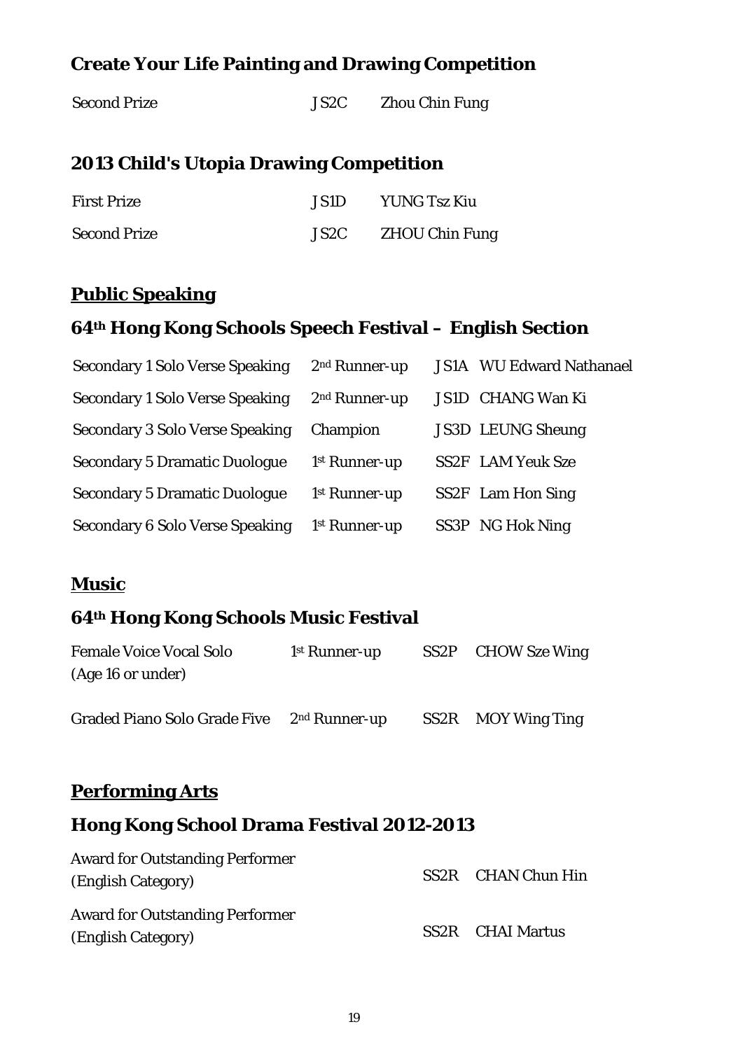## Create Your Life Painting and Drawing Competition

| | | |
|---|---|---|
| Second Prize | JS2C | Zhou Chin Fung |

## 2013 Child's Utopia Drawing Competition

| | | |
|---|---|---|
| First Prize | JS1D | YUNG Tsz Kiu |
| Second Prize | JS2C | ZHOU Chin Fung |

## Public Speaking

## 64th Hong Kong Schools Speech Festival – English Section

| | | | |
|---|---|---|---|
| Secondary 1 Solo Verse Speaking | 2nd Runner-up | JS1A | WU Edward Nathanael |
| Secondary 1 Solo Verse Speaking | 2nd Runner-up | JS1D | CHANG Wan Ki |
| Secondary 3 Solo Verse Speaking | Champion | JS3D | LEUNG Sheung |
| Secondary 5 Dramatic Duologue | 1st Runner-up | SS2F | LAM Yeuk Sze |
| Secondary 5 Dramatic Duologue | 1st Runner-up | SS2F | Lam Hon Sing |
| Secondary 6 Solo Verse Speaking | 1st Runner-up | SS3P | NG Hok Ning |

## Music

## 64th Hong Kong Schools Music Festival

| | | | |
|---|---|---|---|
| Female Voice Vocal Solo (Age 16 or under) | 1st Runner-up | SS2P | CHOW Sze Wing |
| Graded Piano Solo Grade Five | 2nd Runner-up | SS2R | MOY Wing Ting |

## Performing Arts

## Hong Kong School Drama Festival 2012-2013

| | | |
|---|---|---|
| Award for Outstanding Performer (English Category) | SS2R | CHAN Chun Hin |
| Award for Outstanding Performer (English Category) | SS2R | CHAI Martus |